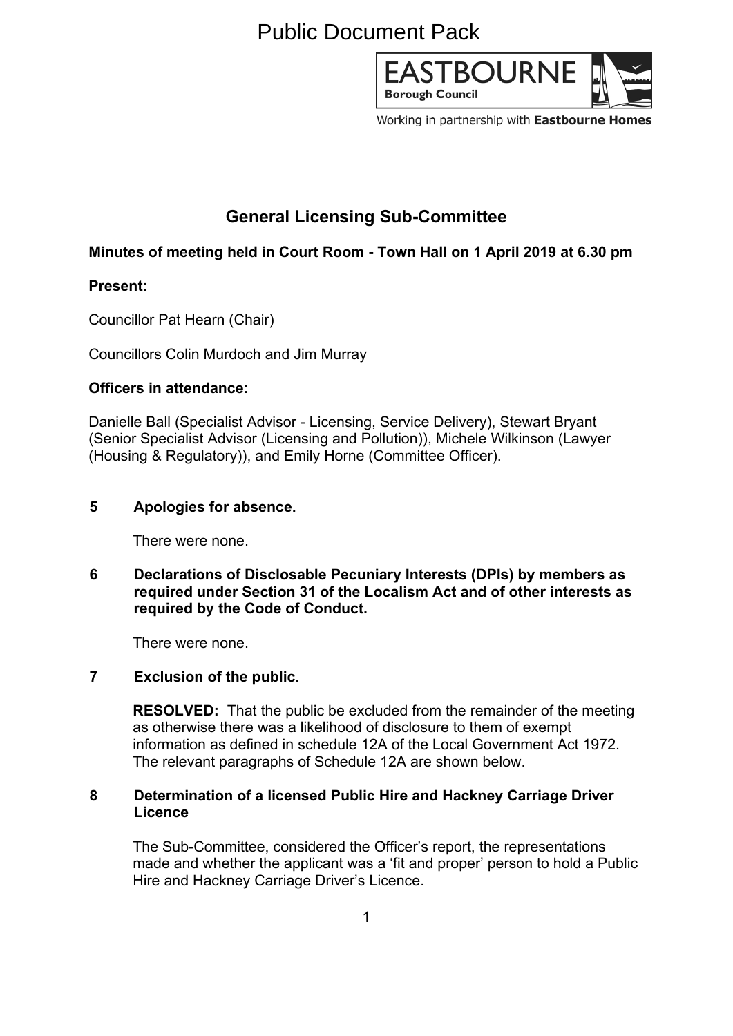Public Document Pack

EASTBOURNE
Borough Council

Working in partnership with **Eastbourne Homes**

# General Licensing Sub-Committee

**Minutes of meeting held in Court Room - Town Hall on 1 April 2019 at 6.30 pm**

**Present:**

Councillor Pat Hearn (Chair)

Councillors Colin Murdoch and Jim Murray

**Officers in attendance:**

Danielle Ball (Specialist Advisor - Licensing, Service Delivery), Stewart Bryant (Senior Specialist Advisor (Licensing and Pollution)), Michele Wilkinson (Lawyer (Housing & Regulatory)), and Emily Horne (Committee Officer).

## 5 Apologies for absence.

There were none.

## 6 Declarations of Disclosable Pecuniary Interests (DPIs) by members as required under Section 31 of the Localism Act and of other interests as required by the Code of Conduct.

There were none.

## 7 Exclusion of the public.

**RESOLVED:** That the public be excluded from the remainder of the meeting as otherwise there was a likelihood of disclosure to them of exempt information as defined in schedule 12A of the Local Government Act 1972. The relevant paragraphs of Schedule 12A are shown below.

## 8 Determination of a licensed Public Hire and Hackney Carriage Driver Licence

The Sub-Committee, considered the Officer's report, the representations made and whether the applicant was a 'fit and proper' person to hold a Public Hire and Hackney Carriage Driver's Licence.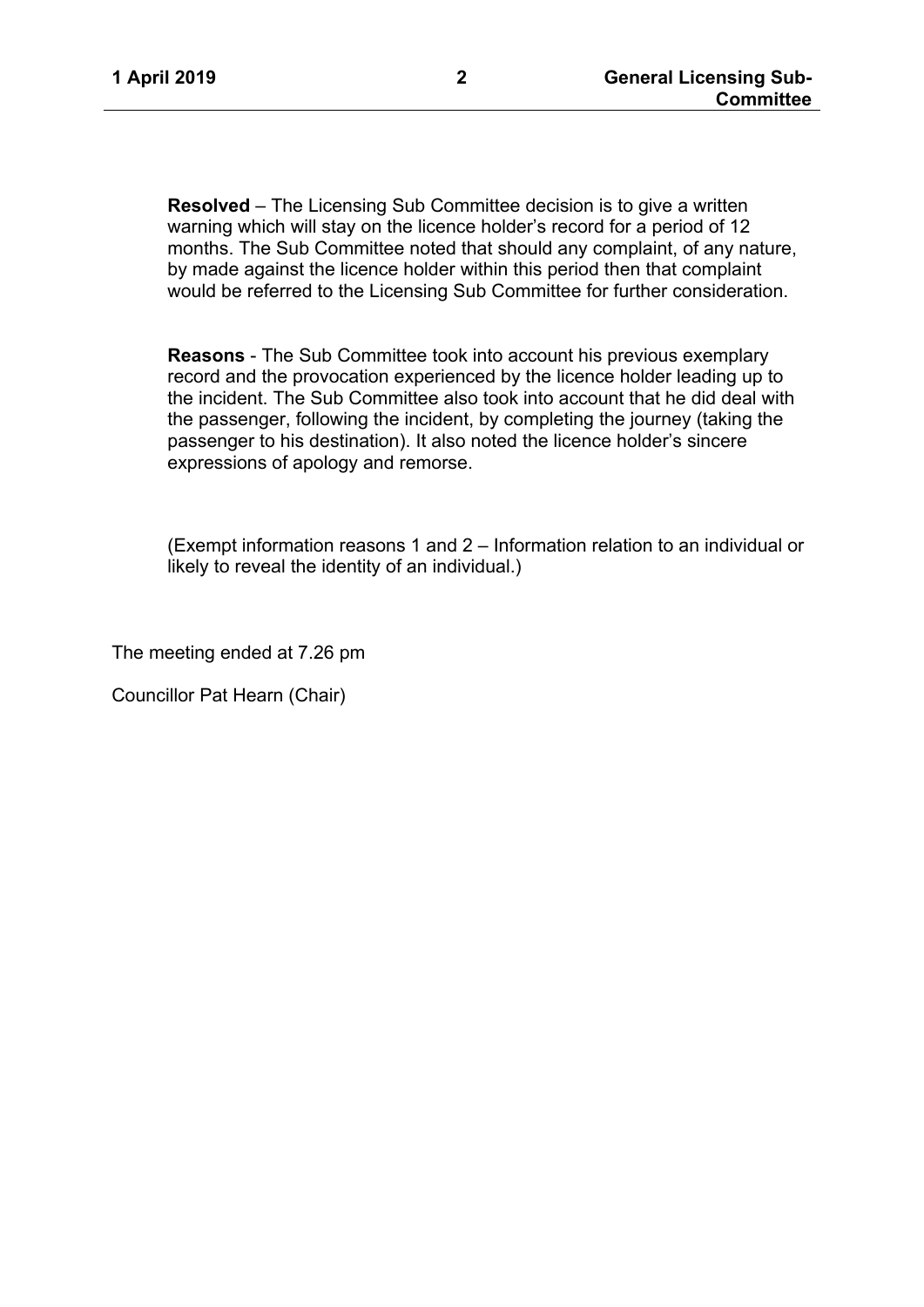**Resolved** – The Licensing Sub Committee decision is to give a written warning which will stay on the licence holder's record for a period of 12 months. The Sub Committee noted that should any complaint, of any nature, by made against the licence holder within this period then that complaint would be referred to the Licensing Sub Committee for further consideration.

**Reasons** - The Sub Committee took into account his previous exemplary record and the provocation experienced by the licence holder leading up to the incident. The Sub Committee also took into account that he did deal with the passenger, following the incident, by completing the journey (taking the passenger to his destination). It also noted the licence holder's sincere expressions of apology and remorse.

(Exempt information reasons 1 and 2 – Information relation to an individual or likely to reveal the identity of an individual.)

The meeting ended at 7.26 pm

Councillor Pat Hearn (Chair)